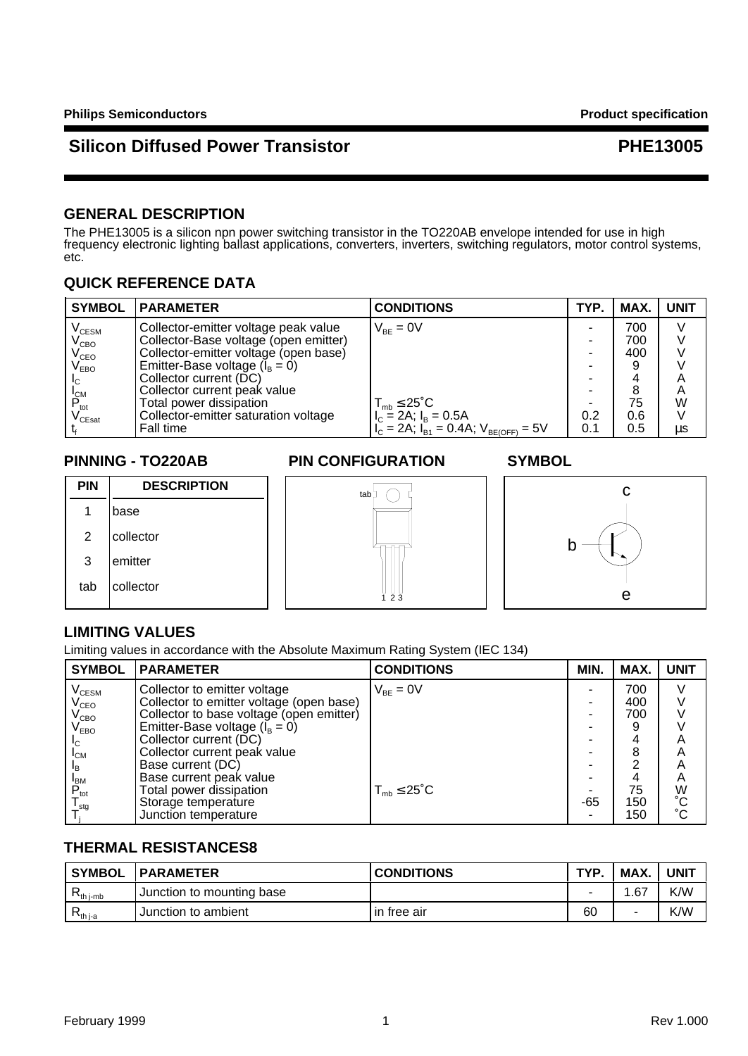**Philips Semiconductors** **Product specification**

# Silicon Diffused Power Transistor PHE13005

## GENERAL DESCRIPTION

The PHE13005 is a silicon npn power switching transistor in the TO220AB envelope intended for use in high frequency electronic lighting ballast applications, converters, inverters, switching regulators, motor control systems, etc.

## QUICK REFERENCE DATA

| SYMBOL | PARAMETER | CONDITIONS | TYP. | MAX. | UNIT |
|---|---|---|---|---|---|
| $V_{CESM}$ | Collector-emitter voltage peak value | $V_{BE}$ = 0V | - | 700 | V |
| $V_{CBO}$ | Collector-Base voltage (open emitter) | | - | 700 | V |
| $V_{CEO}$ | Collector-emitter voltage (open base) | | - | 400 | V |
| $V_{EBO}$ | Emitter-Base voltage ($I_B$ = 0) | | - | 9 | V |
| $I_C$ | Collector current (DC) | | - | 4 | A |
| $I_{CM}$ | Collector current peak value | | - | 8 | A |
| $P_{tot}$ | Total power dissipation | $T_{mb} \leq 25˚C$ | - | 75 | W |
| $V_{CEsat}$ | Collector-emitter saturation voltage | $I_C$ = 2A; $I_B$ = 0.5A | 0.2 | 0.6 | V |
| $t_f$ | Fall time | $I_C$ = 2A; $I_{B1}$ = 0.4A; $V_{BE(OFF)}$ = 5V | 0.1 | 0.5 | µs |

## PINNING - TO220AB

| PIN | DESCRIPTION |
|---|---|
| 1 | base |
| 2 | collector |
| 3 | emitter |
| tab | collector |

## PIN CONFIGURATION

tab

1 2 3

## SYMBOL

c

b

e

## LIMITING VALUES

Limiting values in accordance with the Absolute Maximum Rating System (IEC 134)

| SYMBOL | PARAMETER | CONDITIONS | MIN. | MAX. | UNIT |
|---|---|---|---|---|---|
| $V_{CESM}$ | Collector to emitter voltage | $V_{BE}$ = 0V | - | 700 | V |
| $V_{CEO}$ | Collector to emitter voltage (open base) | | - | 400 | V |
| $V_{CBO}$ | Collector to base voltage (open emitter) | | - | 700 | V |
| $V_{EBO}$ | Emitter-Base voltage ($I_B$ = 0) | | - | 9 | V |
| $I_C$ | Collector current (DC) | | - | 4 | A |
| $I_{CM}$ | Collector current peak value | | - | 8 | A |
| $I_B$ | Base current (DC) | | - | 2 | A |
| $I_{BM}$ | Base current peak value | | - | 4 | A |
| $P_{tot}$ | Total power dissipation | $T_{mb} \leq 25˚C$ | - | 75 | W |
| $T_{stg}$ | Storage temperature | | -65 | 150 | ˚C |
| $T_j$ | Junction temperature | | - | 150 | ˚C |

## THERMAL RESISTANCES8

| SYMBOL | PARAMETER | CONDITIONS | TYP. | MAX. | UNIT |
|---|---|---|---|---|---|
| $R_{th\ j\text{-}mb}$ | Junction to mounting base | | - | 1.67 | K/W |
| $R_{th\ j\text{-}a}$ | Junction to ambient | in free air | 60 | - | K/W |

February 1999 Rev 1.000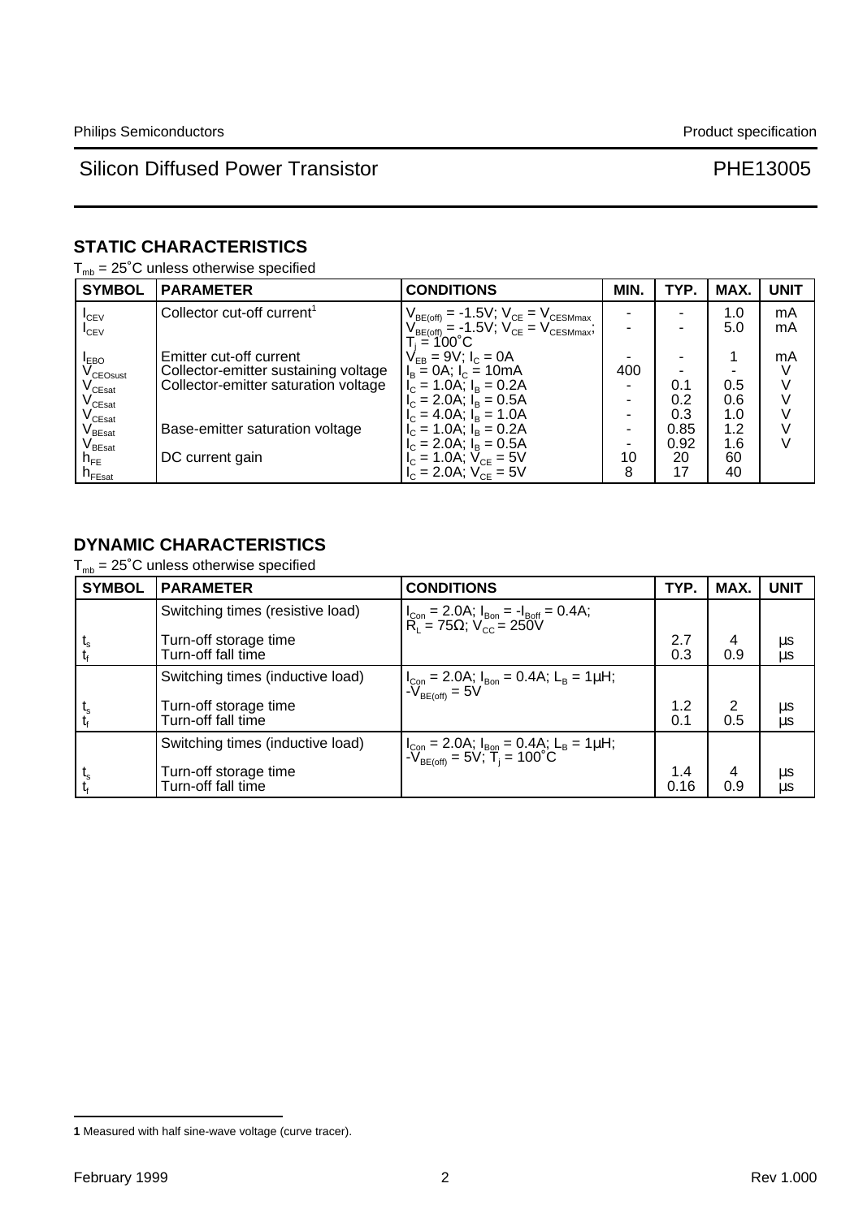## STATIC CHARACTERISTICS

$T_{mb}$ = 25˚C unless otherwise specified

| SYMBOL | PARAMETER | CONDITIONS | MIN. | TYP. | MAX. | UNIT |
|---|---|---|---|---|---|---|
| $I_{CEV}$ | Collector cut-off current[1] | $V_{BE(off)}$ = -1.5V; $V_{CE}$ = $V_{CESMmax}$ | - | - | 1.0 | mA |
| $I_{CEV}$ | | $V_{BE(off)}$ = -1.5V; $V_{CE}$ = $V_{CESMmax}$; $T_j$ = 100˚C | - | - | 5.0 | mA |
| $I_{EBO}$ | Emitter cut-off current | $V_{EB}$ = 9V; $I_C$ = 0A | - | - | 1 | mA |
| $V_{CEOsust}$ | Collector-emitter sustaining voltage | $I_B$ = 0A; $I_C$ = 10mA | 400 | - | - | V |
| $V_{CEsat}$ | Collector-emitter saturation voltage | $I_C$ = 1.0A; $I_B$ = 0.2A | - | 0.1 | 0.5 | V |
| $V_{CEsat}$ | | $I_C$ = 2.0A; $I_B$ = 0.5A | - | 0.2 | 0.6 | V |
| $V_{CEsat}$ | | $I_C$ = 4.0A; $I_B$ = 1.0A | - | 0.3 | 1.0 | V |
| $V_{BEsat}$ | Base-emitter saturation voltage | $I_C$ = 1.0A; $I_B$ = 0.2A | - | 0.85 | 1.2 | V |
| $V_{BEsat}$ | | $I_C$ = 2.0A; $I_B$ = 0.5A | - | 0.92 | 1.6 | V |
| $h_{FE}$ | DC current gain | $I_C$ = 1.0A; $V_{CE}$ = 5V | 10 | 20 | 60 | |
| $h_{FEsat}$ | | $I_C$ = 2.0A; $V_{CE}$ = 5V | 8 | 17 | 40 | |

## DYNAMIC CHARACTERISTICS

$T_{mb}$ = 25˚C unless otherwise specified

| SYMBOL | PARAMETER | CONDITIONS | TYP. | MAX. | UNIT |
|---|---|---|---|---|---|
| | Switching times (resistive load) | $I_{Con}$ = 2.0A; $I_{Bon}$ = $-I_{Boff}$ = 0.4A; $R_L$ = 75Ω; $V_{CC}$ = 250V | | | |
| $t_s$ | Turn-off storage time | | 2.7 | 4 | µs |
| $t_f$ | Turn-off fall time | | 0.3 | 0.9 | µs |
| | Switching times (inductive load) | $I_{Con}$ = 2.0A; $I_{Bon}$ = 0.4A; $L_B$ = 1µH; $-V_{BE(off)}$ = 5V | | | |
| $t_s$ | Turn-off storage time | | 1.2 | 2 | µs |
| $t_f$ | Turn-off fall time | | 0.1 | 0.5 | µs |
| | Switching times (inductive load) | $I_{Con}$ = 2.0A; $I_{Bon}$ = 0.4A; $L_B$ = 1µH; $-V_{BE(off)}$ = 5V; $T_j$ = 100˚C | | | |
| $t_s$ | Turn-off storage time | | 1.4 | 4 | µs |
| $t_f$ | Turn-off fall time | | 0.16 | 0.9 | µs |

---

**1** Measured with half sine-wave voltage (curve tracer).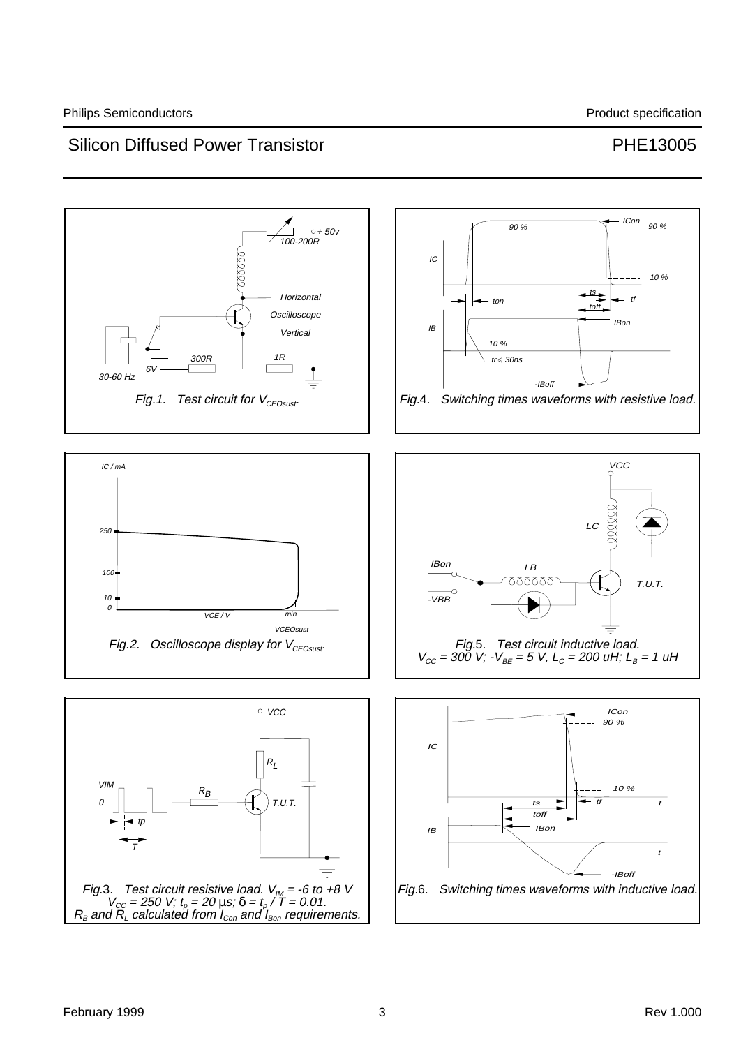Fig.1. Test circuit for $V_{CEOsust}$.

Fig.2. Oscilloscope display for $V_{CEOsust}$.

Fig.3. Test circuit resistive load. $V_{IM}$ = -6 to +8 V
$V_{CC}$ = 250 V; $t_p$ = 20 µs; $\delta = t_p / T$ = 0.01.
$R_B$ and $R_L$ calculated from $I_{Con}$ and $I_{Bon}$ requirements.

Fig.4. Switching times waveforms with resistive load.

Fig.5. Test circuit inductive load.
$V_{CC}$ = 300 V; $-V_{BE}$ = 5 V, $L_C$ = 200 uH; $L_B$ = 1 uH

Fig.6. Switching times waveforms with inductive load.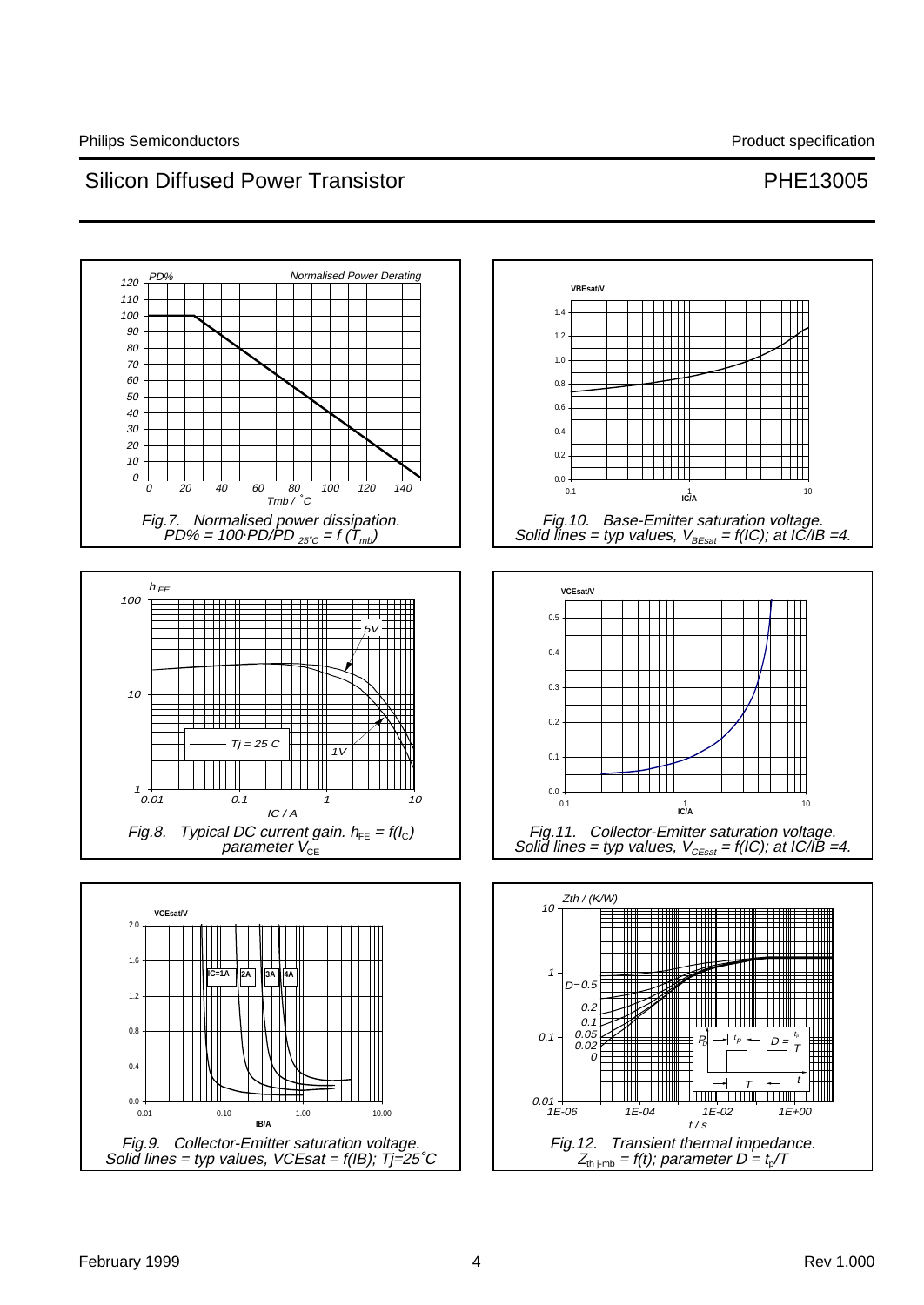Fig.7. Normalised power dissipation. $PD\% = 100 \cdot PD/PD_{25^\circ C} = f(T_{mb})$

Fig.10. Base-Emitter saturation voltage. Solid lines = typ values, $V_{BEsat} = f(IC)$; at IC/IB =4.

Fig.8. Typical DC current gain. $h_{FE} = f(I_C)$ parameter $V_{CE}$

Fig.11. Collector-Emitter saturation voltage. Solid lines = typ values, $V_{CEsat} = f(IC)$; at IC/IB =4.

Fig.9. Collector-Emitter saturation voltage. Solid lines = typ values, VCEsat = f(IB); Tj=25˚C

Fig.12. Transient thermal impedance. $Z_{th\ j\text{-}mb} = f(t)$; parameter $D = t_p/T$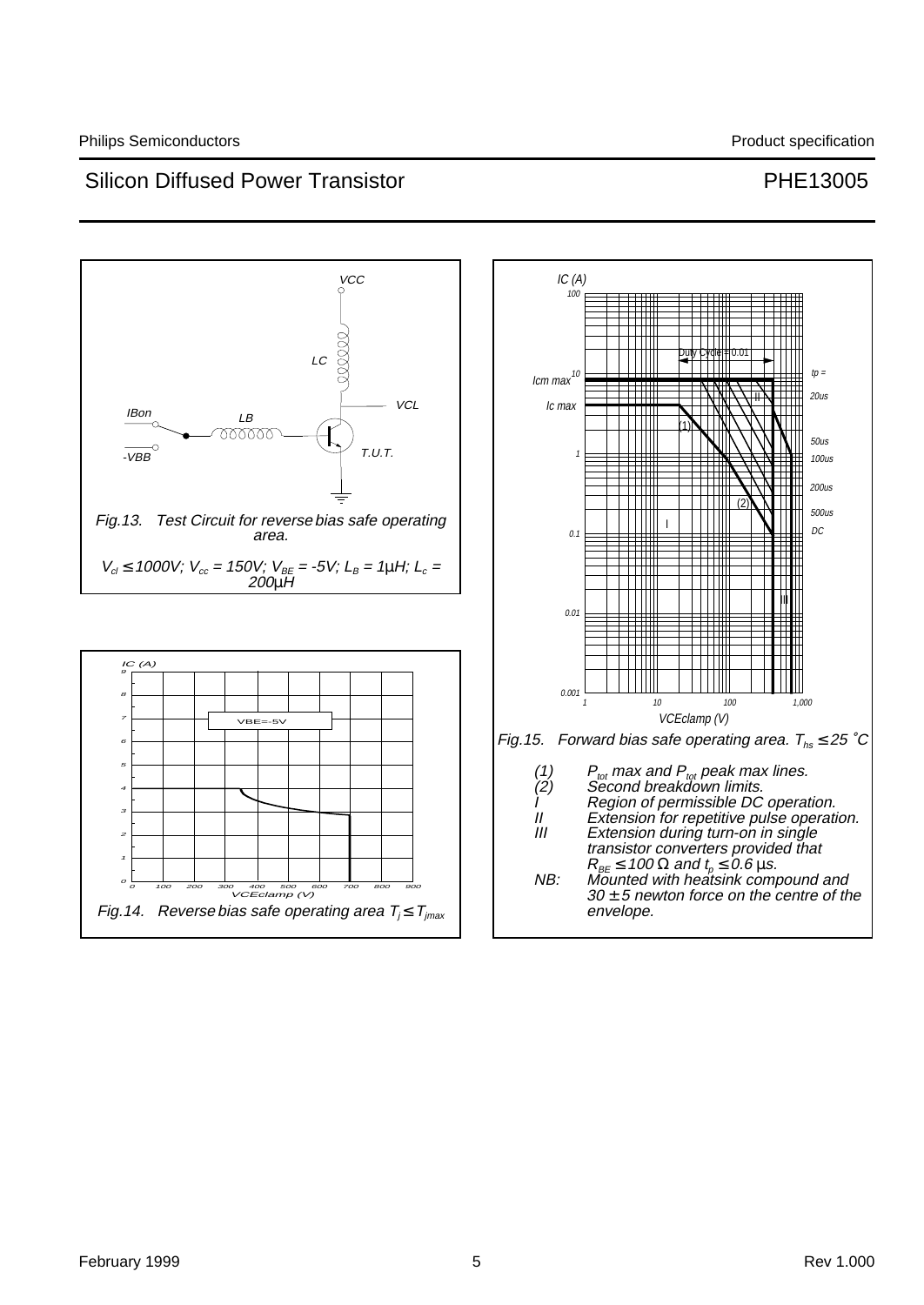Fig.13. Test Circuit for reverse bias safe operating area.

$V_{cl} \leq 1000V$; $V_{cc} = 150V$; $V_{BE} = -5V$; $L_B = 1\mu H$; $L_c = 200\mu H$

Fig.14. Reverse bias safe operating area $T_j \leq T_{jmax}$

Fig.15. Forward bias safe operating area. $T_{hs} \leq 25$ ˚C

(1) $P_{tot}$ max and $P_{tot}$ peak max lines.
(2) Second breakdown limits.
I Region of permissible DC operation.
II Extension for repetitive pulse operation.
III Extension during turn-on in single transistor converters provided that $R_{BE} \leq 100\ \Omega$ and $t_p \leq 0.6$ µs.
NB: Mounted with heatsink compound and 30 ± 5 newton force on the centre of the envelope.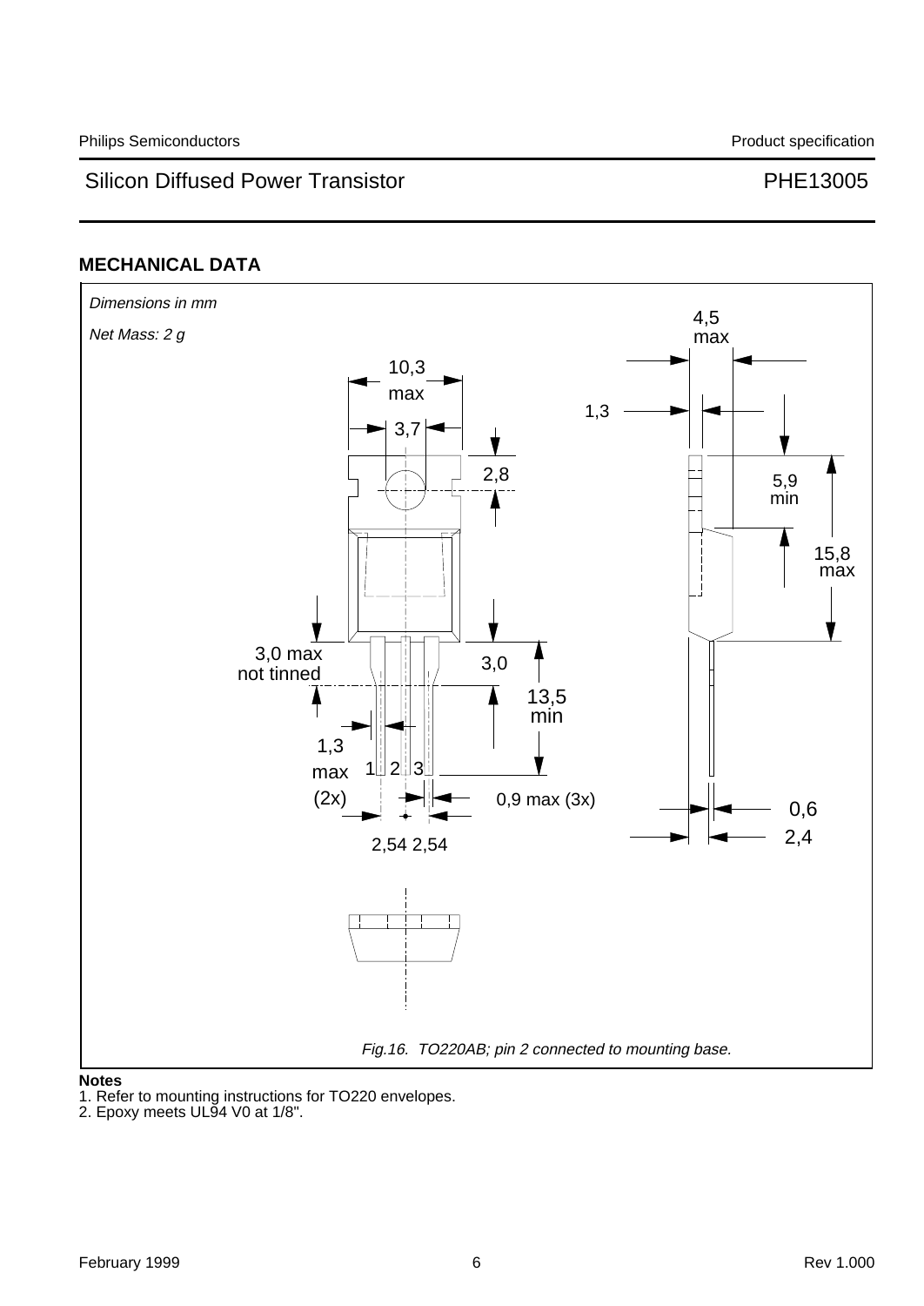## MECHANICAL DATA

*Dimensions in mm*

*Net Mass: 2 g*

*Fig.16. TO220AB; pin 2 connected to mounting base.*

**Notes**

1. Refer to mounting instructions for TO220 envelopes.
2. Epoxy meets UL94 V0 at 1/8".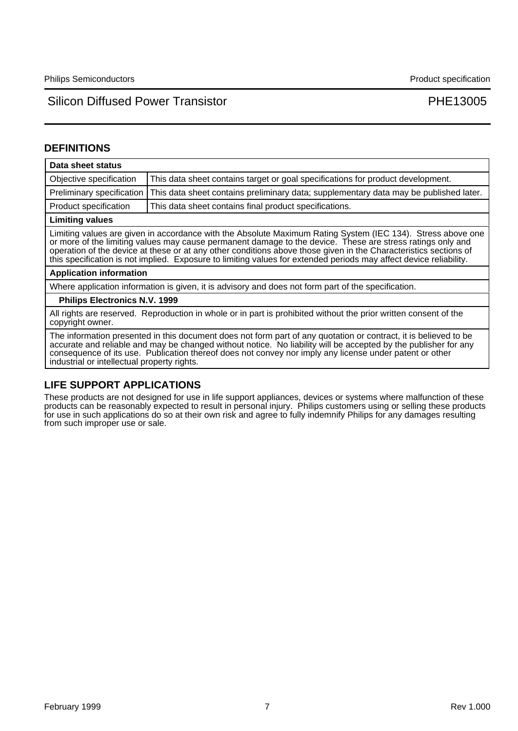## DEFINITIONS

| | |
|---|---|
| **Data sheet status** | |
| Objective specification | This data sheet contains target or goal specifications for product development. |
| Preliminary specification | This data sheet contains preliminary data; supplementary data may be published later. |
| Product specification | This data sheet contains final product specifications. |
| **Limiting values** | |
| Limiting values are given in accordance with the Absolute Maximum Rating System (IEC 134). Stress above one or more of the limiting values may cause permanent damage to the device. These are stress ratings only and operation of the device at these or at any other conditions above those given in the Characteristics sections of this specification is not implied. Exposure to limiting values for extended periods may affect device reliability. | |
| **Application information** | |
| Where application information is given, it is advisory and does not form part of the specification. | |
| **Philips Electronics N.V. 1999** | |
| All rights are reserved. Reproduction in whole or in part is prohibited without the prior written consent of the copyright owner. | |
| The information presented in this document does not form part of any quotation or contract, it is believed to be accurate and reliable and may be changed without notice. No liability will be accepted by the publisher for any consequence of its use. Publication thereof does not convey nor imply any license under patent or other industrial or intellectual property rights. | |

## LIFE SUPPORT APPLICATIONS

These products are not designed for use in life support appliances, devices or systems where malfunction of these products can be reasonably expected to result in personal injury. Philips customers using or selling these products for use in such applications do so at their own risk and agree to fully indemnify Philips for any damages resulting from such improper use or sale.